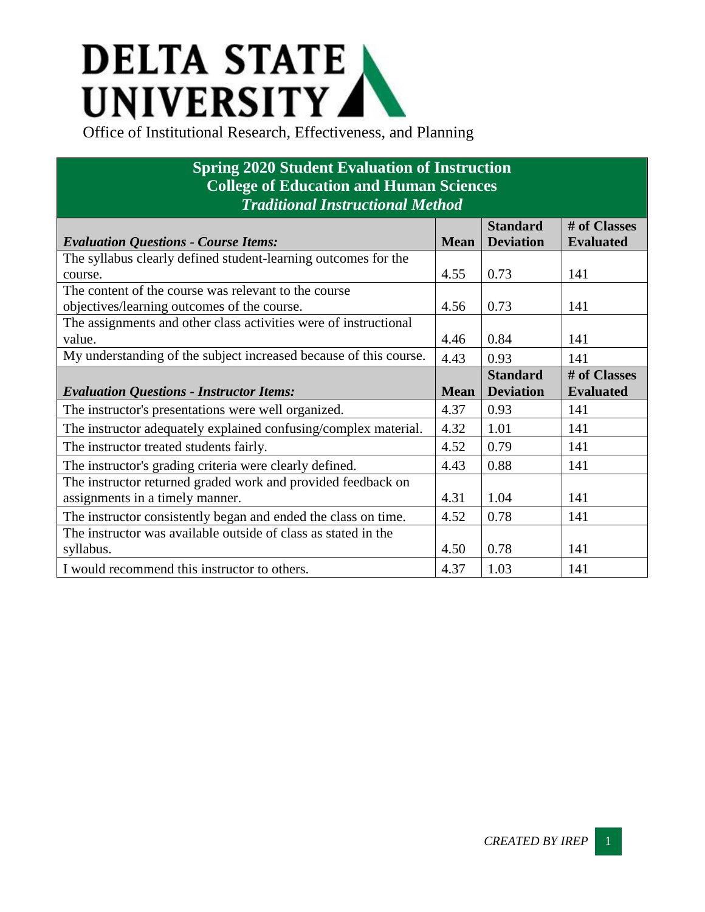# DELTA STATE UNIVERSITY

Office of Institutional Research, Effectiveness, and Planning

## Spring 2020 Student Evaluation of Instruction
## College of Education and Human Sciences
### *Traditional Instructional Method*

| *Evaluation Questions - Course Items:* | Mean | Standard Deviation | # of Classes Evaluated |
|---|---|---|---|
| The syllabus clearly defined student-learning outcomes for the course. | 4.55 | 0.73 | 141 |
| The content of the course was relevant to the course objectives/learning outcomes of the course. | 4.56 | 0.73 | 141 |
| The assignments and other class activities were of instructional value. | 4.46 | 0.84 | 141 |
| My understanding of the subject increased because of this course. | 4.43 | 0.93 | 141 |
| ***Evaluation Questions - Instructor Items:*** | **Mean** | **Standard Deviation** | **# of Classes Evaluated** |
| The instructor's presentations were well organized. | 4.37 | 0.93 | 141 |
| The instructor adequately explained confusing/complex material. | 4.32 | 1.01 | 141 |
| The instructor treated students fairly. | 4.52 | 0.79 | 141 |
| The instructor's grading criteria were clearly defined. | 4.43 | 0.88 | 141 |
| The instructor returned graded work and provided feedback on assignments in a timely manner. | 4.31 | 1.04 | 141 |
| The instructor consistently began and ended the class on time. | 4.52 | 0.78 | 141 |
| The instructor was available outside of class as stated in the syllabus. | 4.50 | 0.78 | 141 |
| I would recommend this instructor to others. | 4.37 | 1.03 | 141 |

*CREATED BY IREP*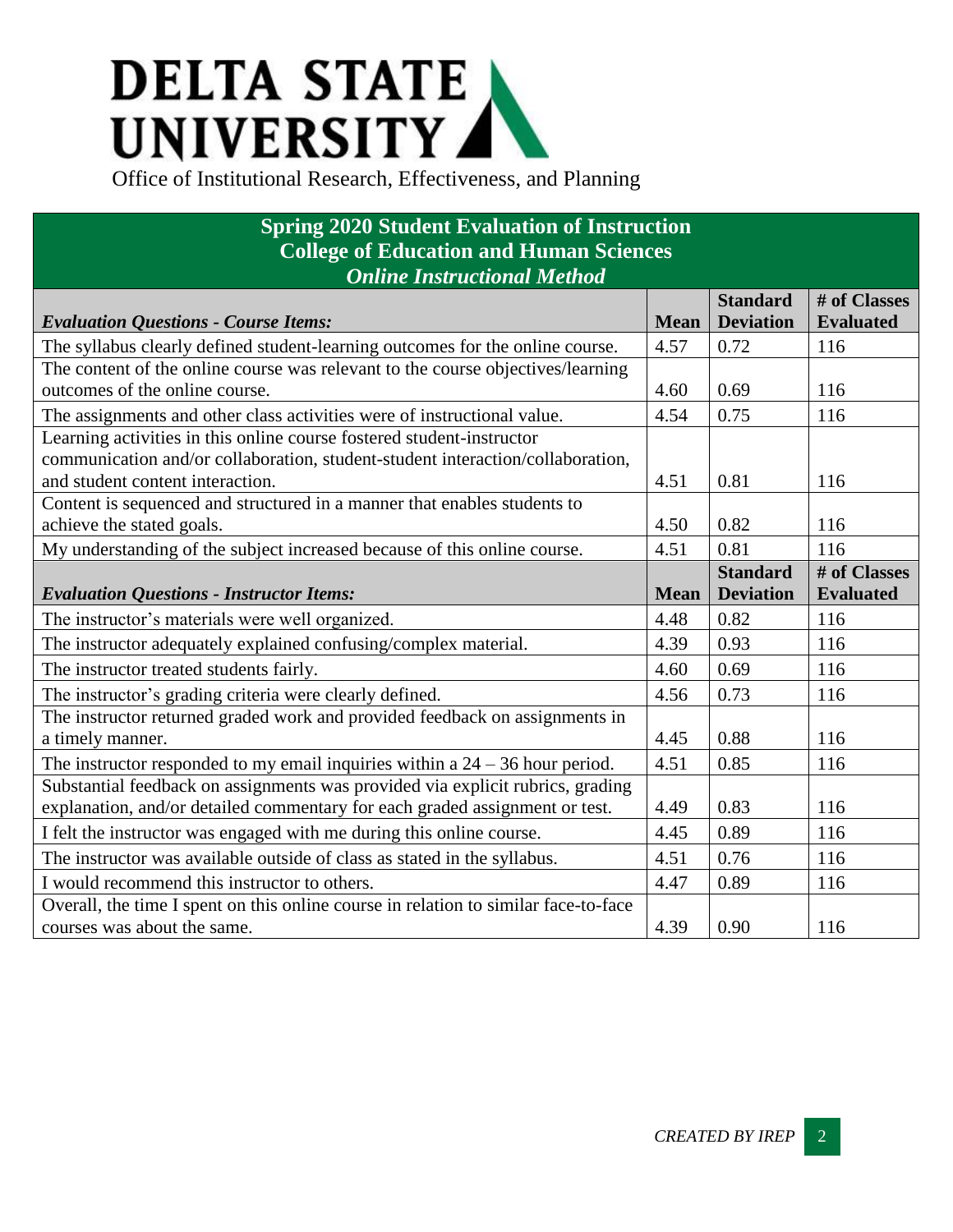# DELTA STATE UNIVERSITY

Office of Institutional Research, Effectiveness, and Planning

## Spring 2020 Student Evaluation of Instruction
## College of Education and Human Sciences
### *Online Instructional Method*

| *Evaluation Questions - Course Items:* | Mean | Standard Deviation | # of Classes Evaluated |
|---|---|---|---|
| The syllabus clearly defined student-learning outcomes for the online course. | 4.57 | 0.72 | 116 |
| The content of the online course was relevant to the course objectives/learning outcomes of the online course. | 4.60 | 0.69 | 116 |
| The assignments and other class activities were of instructional value. | 4.54 | 0.75 | 116 |
| Learning activities in this online course fostered student-instructor communication and/or collaboration, student-student interaction/collaboration, and student content interaction. | 4.51 | 0.81 | 116 |
| Content is sequenced and structured in a manner that enables students to achieve the stated goals. | 4.50 | 0.82 | 116 |
| My understanding of the subject increased because of this online course. | 4.51 | 0.81 | 116 |
| ***Evaluation Questions - Instructor Items:*** | **Mean** | **Standard Deviation** | **# of Classes Evaluated** |
| The instructor's materials were well organized. | 4.48 | 0.82 | 116 |
| The instructor adequately explained confusing/complex material. | 4.39 | 0.93 | 116 |
| The instructor treated students fairly. | 4.60 | 0.69 | 116 |
| The instructor's grading criteria were clearly defined. | 4.56 | 0.73 | 116 |
| The instructor returned graded work and provided feedback on assignments in a timely manner. | 4.45 | 0.88 | 116 |
| The instructor responded to my email inquiries within a 24 – 36 hour period. | 4.51 | 0.85 | 116 |
| Substantial feedback on assignments was provided via explicit rubrics, grading explanation, and/or detailed commentary for each graded assignment or test. | 4.49 | 0.83 | 116 |
| I felt the instructor was engaged with me during this online course. | 4.45 | 0.89 | 116 |
| The instructor was available outside of class as stated in the syllabus. | 4.51 | 0.76 | 116 |
| I would recommend this instructor to others. | 4.47 | 0.89 | 116 |
| Overall, the time I spent on this online course in relation to similar face-to-face courses was about the same. | 4.39 | 0.90 | 116 |